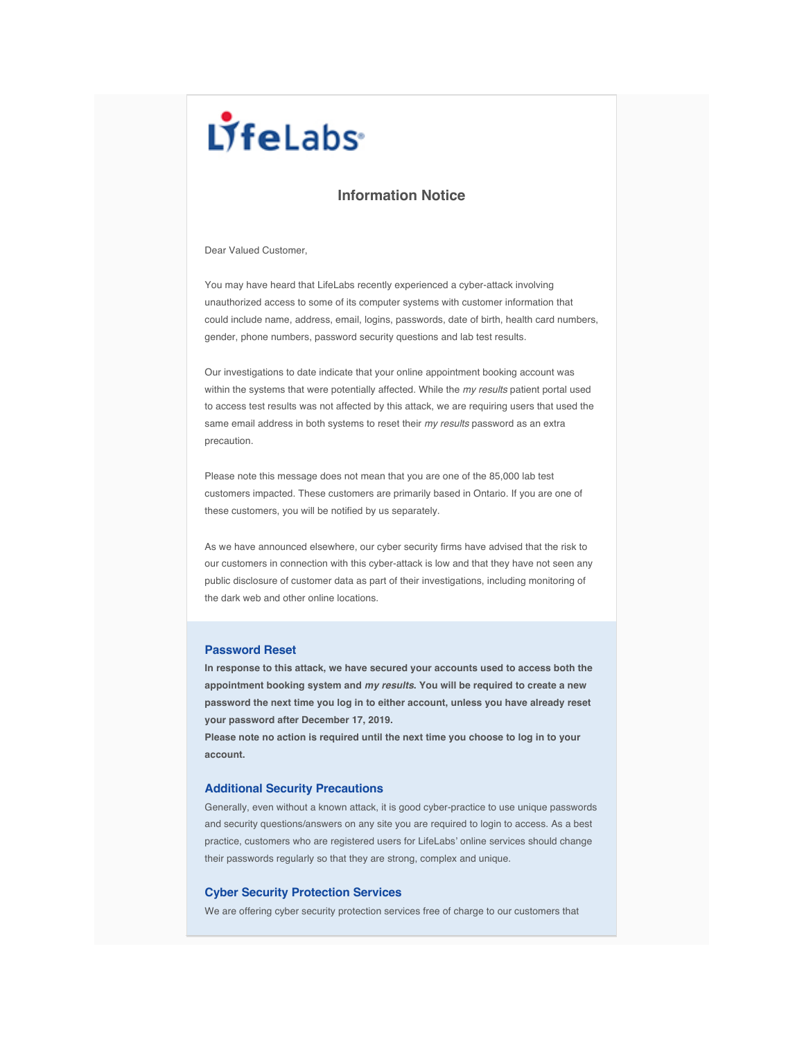LifeLabs

## Information Notice

Dear Valued Customer,

You may have heard that LifeLabs recently experienced a cyber-attack involving unauthorized access to some of its computer systems with customer information that could include name, address, email, logins, passwords, date of birth, health card numbers, gender, phone numbers, password security questions and lab test results.

Our investigations to date indicate that your online appointment booking account was within the systems that were potentially affected. While the *my results* patient portal used to access test results was not affected by this attack, we are requiring users that used the same email address in both systems to reset their *my results* password as an extra precaution.

Please note this message does not mean that you are one of the 85,000 lab test customers impacted. These customers are primarily based in Ontario. If you are one of these customers, you will be notified by us separately.

As we have announced elsewhere, our cyber security firms have advised that the risk to our customers in connection with this cyber-attack is low and that they have not seen any public disclosure of customer data as part of their investigations, including monitoring of the dark web and other online locations.

### Password Reset

**In response to this attack, we have secured your accounts used to access both the appointment booking system and *my results*. You will be required to create a new password the next time you log in to either account, unless you have already reset your password after December 17, 2019.**
**Please note no action is required until the next time you choose to log in to your account.**

### Additional Security Precautions

Generally, even without a known attack, it is good cyber-practice to use unique passwords and security questions/answers on any site you are required to login to access. As a best practice, customers who are registered users for LifeLabs' online services should change their passwords regularly so that they are strong, complex and unique.

### Cyber Security Protection Services

We are offering cyber security protection services free of charge to our customers that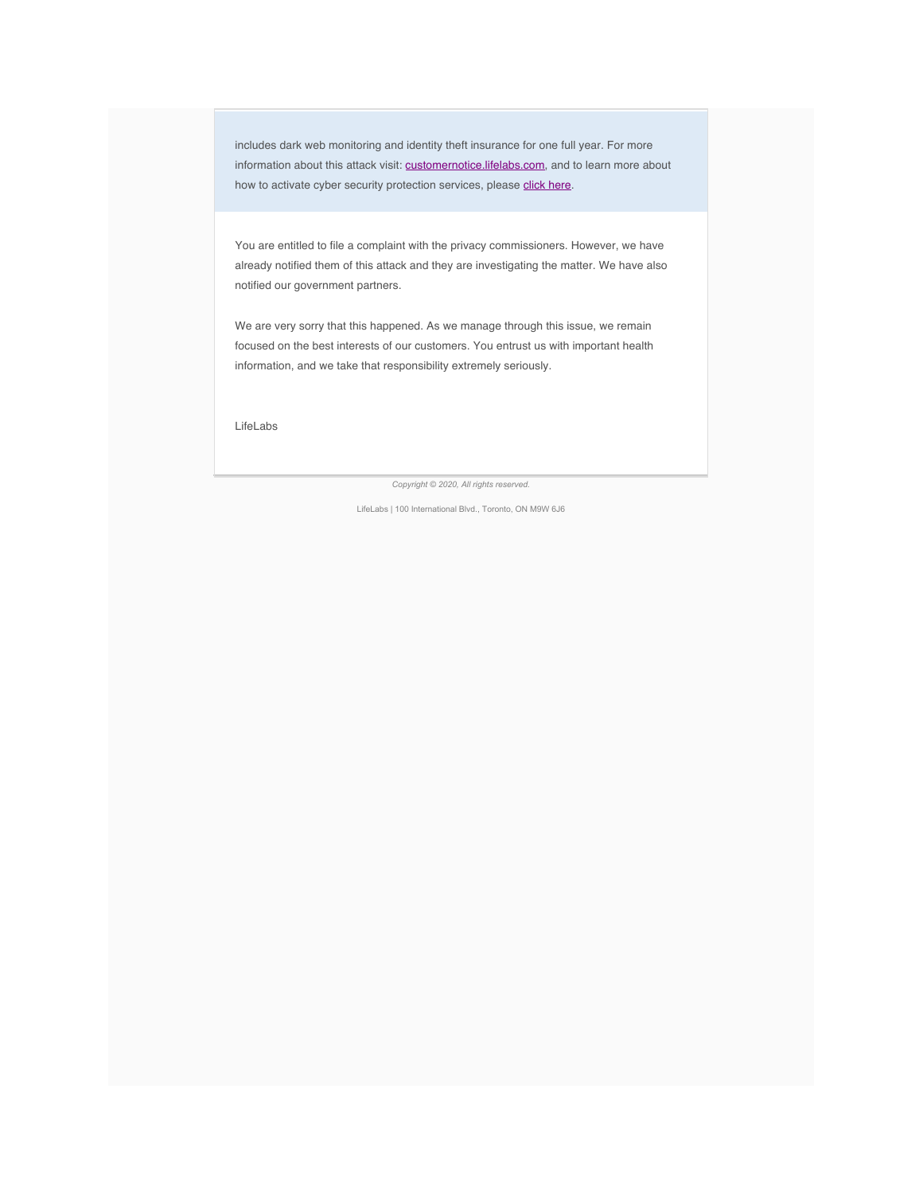includes dark web monitoring and identity theft insurance for one full year. For more information about this attack visit: [customernotice.lifelabs.com](customernotice.lifelabs.com), and to learn more about how to activate cyber security protection services, please [click here]().

You are entitled to file a complaint with the privacy commissioners. However, we have already notified them of this attack and they are investigating the matter. We have also notified our government partners.

We are very sorry that this happened. As we manage through this issue, we remain focused on the best interests of our customers. You entrust us with important health information, and we take that responsibility extremely seriously.

LifeLabs

*Copyright © 2020, All rights reserved.*

LifeLabs | 100 International Blvd., Toronto, ON M9W 6J6